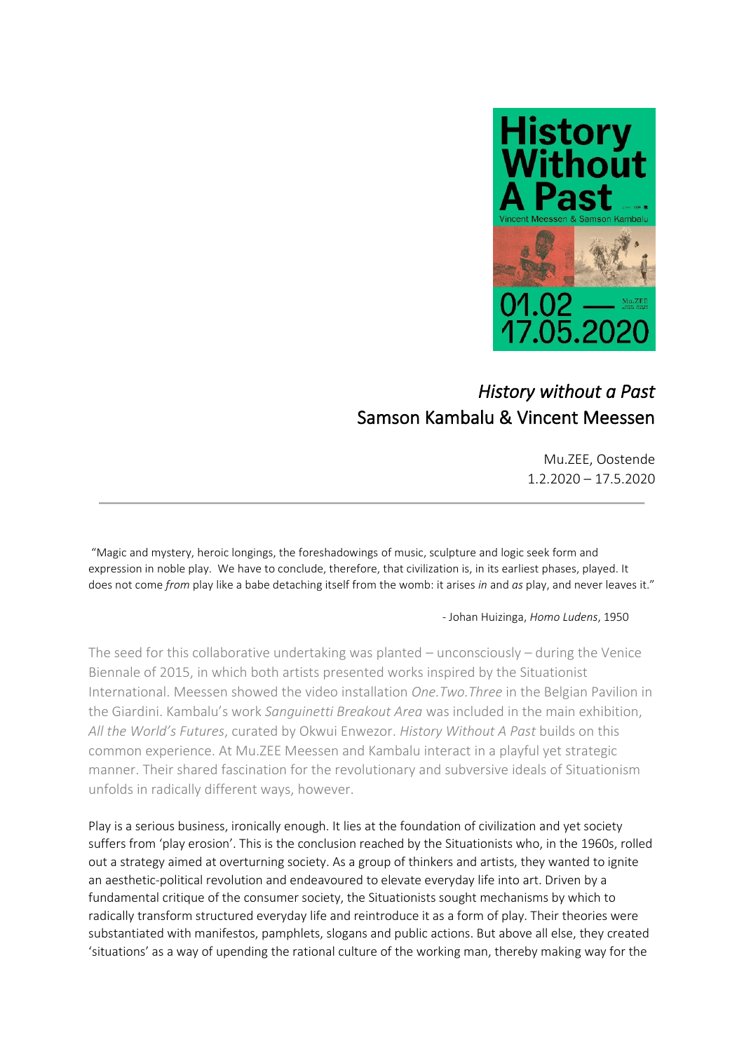# *History without a Past*

## Samson Kambalu & Vincent Meessen

Mu.ZEE, Oostende
1.2.2020 – 17.5.2020

---

"Magic and mystery, heroic longings, the foreshadowings of music, sculpture and logic seek form and expression in noble play. We have to conclude, therefore, that civilization is, in its earliest phases, played. It does not come *from* play like a babe detaching itself from the womb: it arises *in* and *as* play, and never leaves it."

- Johan Huizinga, *Homo Ludens*, 1950

The seed for this collaborative undertaking was planted – unconsciously – during the Venice Biennale of 2015, in which both artists presented works inspired by the Situationist International. Meessen showed the video installation *One.Two.Three* in the Belgian Pavilion in the Giardini. Kambalu's work *Sanguinetti Breakout Area* was included in the main exhibition, *All the World's Futures*, curated by Okwui Enwezor. *History Without A Past* builds on this common experience. At Mu.ZEE Meessen and Kambalu interact in a playful yet strategic manner. Their shared fascination for the revolutionary and subversive ideals of Situationism unfolds in radically different ways, however.

Play is a serious business, ironically enough. It lies at the foundation of civilization and yet society suffers from 'play erosion'. This is the conclusion reached by the Situationists who, in the 1960s, rolled out a strategy aimed at overturning society. As a group of thinkers and artists, they wanted to ignite an aesthetic-political revolution and endeavoured to elevate everyday life into art. Driven by a fundamental critique of the consumer society, the Situationists sought mechanisms by which to radically transform structured everyday life and reintroduce it as a form of play. Their theories were substantiated with manifestos, pamphlets, slogans and public actions. But above all else, they created 'situations' as a way of upending the rational culture of the working man, thereby making way for the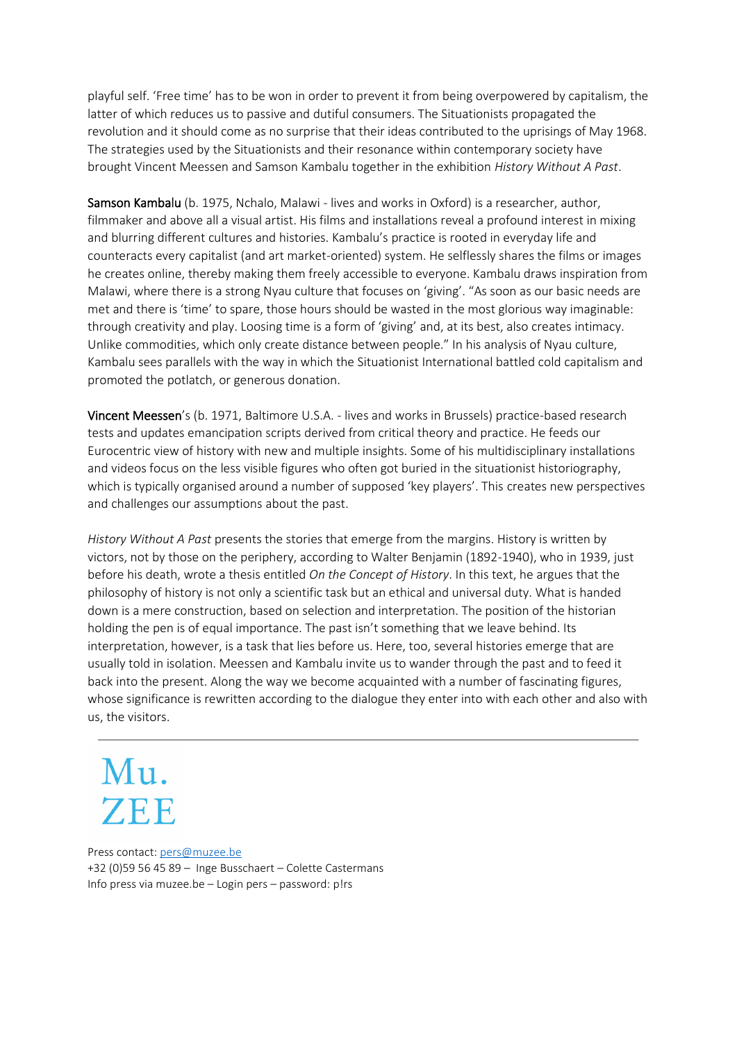playful self. 'Free time' has to be won in order to prevent it from being overpowered by capitalism, the latter of which reduces us to passive and dutiful consumers. The Situationists propagated the revolution and it should come as no surprise that their ideas contributed to the uprisings of May 1968. The strategies used by the Situationists and their resonance within contemporary society have brought Vincent Meessen and Samson Kambalu together in the exhibition *History Without A Past*.

**Samson Kambalu** (b. 1975, Nchalo, Malawi - lives and works in Oxford) is a researcher, author, filmmaker and above all a visual artist. His films and installations reveal a profound interest in mixing and blurring different cultures and histories. Kambalu's practice is rooted in everyday life and counteracts every capitalist (and art market-oriented) system. He selflessly shares the films or images he creates online, thereby making them freely accessible to everyone. Kambalu draws inspiration from Malawi, where there is a strong Nyau culture that focuses on 'giving'. "As soon as our basic needs are met and there is 'time' to spare, those hours should be wasted in the most glorious way imaginable: through creativity and play. Loosing time is a form of 'giving' and, at its best, also creates intimacy. Unlike commodities, which only create distance between people." In his analysis of Nyau culture, Kambalu sees parallels with the way in which the Situationist International battled cold capitalism and promoted the potlatch, or generous donation.

**Vincent Meessen**'s (b. 1971, Baltimore U.S.A. - lives and works in Brussels) practice-based research tests and updates emancipation scripts derived from critical theory and practice. He feeds our Eurocentric view of history with new and multiple insights. Some of his multidisciplinary installations and videos focus on the less visible figures who often got buried in the situationist historiography, which is typically organised around a number of supposed 'key players'. This creates new perspectives and challenges our assumptions about the past.

*History Without A Past* presents the stories that emerge from the margins. History is written by victors, not by those on the periphery, according to Walter Benjamin (1892-1940), who in 1939, just before his death, wrote a thesis entitled *On the Concept of History*. In this text, he argues that the philosophy of history is not only a scientific task but an ethical and universal duty. What is handed down is a mere construction, based on selection and interpretation. The position of the historian holding the pen is of equal importance. The past isn't something that we leave behind. Its interpretation, however, is a task that lies before us. Here, too, several histories emerge that are usually told in isolation. Meessen and Kambalu invite us to wander through the past and to feed it back into the present. Along the way we become acquainted with a number of fascinating figures, whose significance is rewritten according to the dialogue they enter into with each other and also with us, the visitors.

---

Mu.
ZEE

Press contact: pers@muzee.be
+32 (0)59 56 45 89 – Inge Busschaert – Colette Castermans
Info press via muzee.be – Login pers – password: p!rs